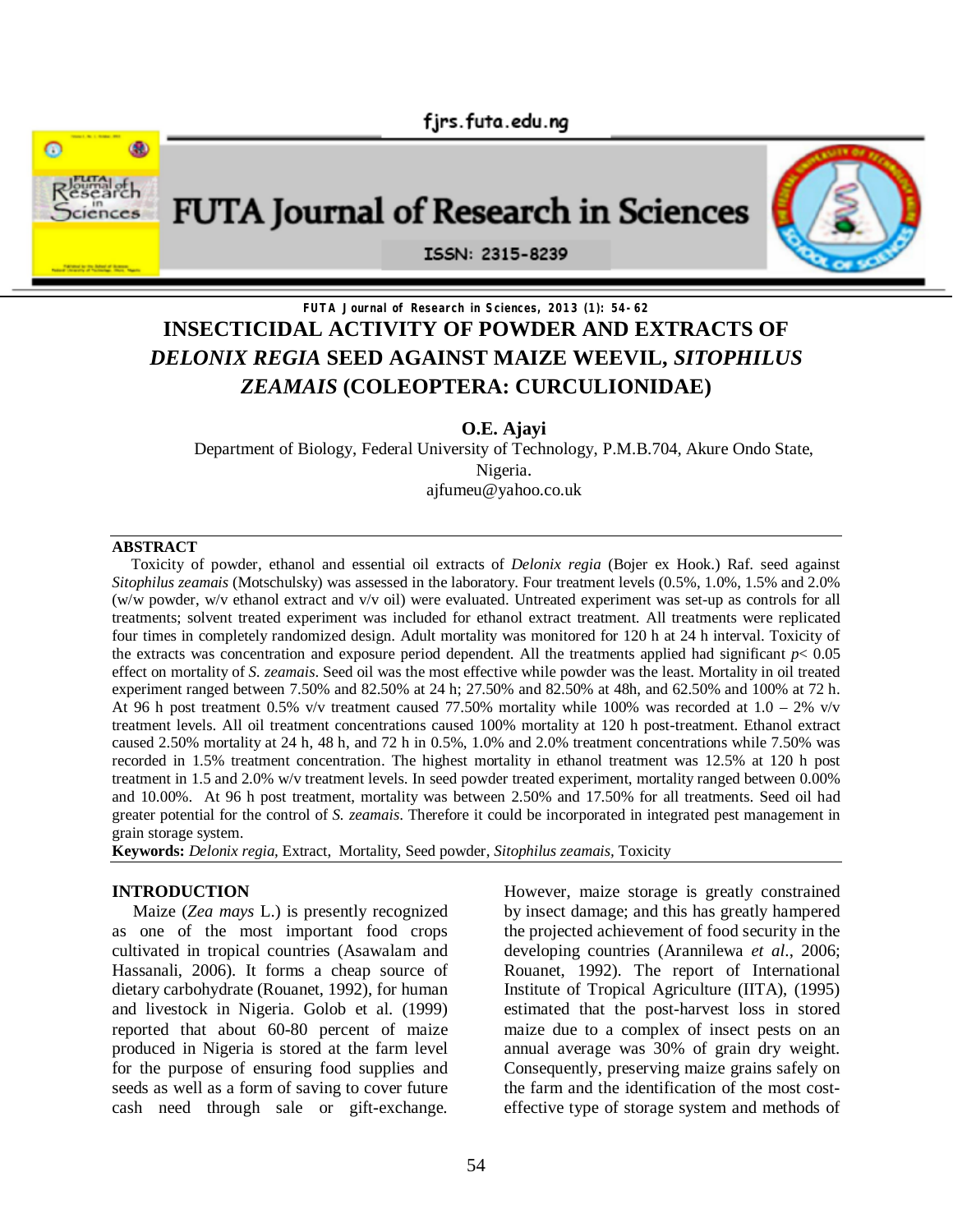# INSECTICIDAL ACTIVITY OF POWDER AND EXTRACTS OF *DELONIX REGIA* SEED AGAINST MAIZE WEEVIL, *SITOPHILUS ZEAMAIS* (COLEOPTERA: CURCULIONIDAE)

**O.E. Ajayi**

Department of Biology, Federal University of Technology, P.M.B.704, Akure Ondo State, Nigeria.

ajfumeu@yahoo.co.uk

## ABSTRACT

Toxicity of powder, ethanol and essential oil extracts of *Delonix regia* (Bojer ex Hook.) Raf. seed against *Sitophilus zeamais* (Motschulsky) was assessed in the laboratory. Four treatment levels (0.5%, 1.0%, 1.5% and 2.0% (w/w powder, w/v ethanol extract and v/v oil) were evaluated. Untreated experiment was set-up as controls for all treatments; solvent treated experiment was included for ethanol extract treatment. All treatments were replicated four times in completely randomized design. Adult mortality was monitored for 120 h at 24 h interval. Toxicity of the extracts was concentration and exposure period dependent. All the treatments applied had significant $p < 0.05$ effect on mortality of *S. zeamais*. Seed oil was the most effective while powder was the least. Mortality in oil treated experiment ranged between 7.50% and 82.50% at 24 h; 27.50% and 82.50% at 48h, and 62.50% and 100% at 72 h. At 96 h post treatment 0.5% v/v treatment caused 77.50% mortality while 100% was recorded at 1.0 – 2% v/v treatment levels. All oil treatment concentrations caused 100% mortality at 120 h post-treatment. Ethanol extract caused 2.50% mortality at 24 h, 48 h, and 72 h in 0.5%, 1.0% and 2.0% treatment concentrations while 7.50% was recorded in 1.5% treatment concentration. The highest mortality in ethanol treatment was 12.5% at 120 h post treatment in 1.5 and 2.0% w/v treatment levels. In seed powder treated experiment, mortality ranged between 0.00% and 10.00%. At 96 h post treatment, mortality was between 2.50% and 17.50% for all treatments. Seed oil had greater potential for the control of *S. zeamais*. Therefore it could be incorporated in integrated pest management in grain storage system.

**Keywords:** *Delonix regia,* Extract, Mortality, Seed powder, *Sitophilus zeamais*, Toxicity

## INTRODUCTION

Maize (*Zea mays* L.) is presently recognized as one of the most important food crops cultivated in tropical countries (Asawalam and Hassanali, 2006). It forms a cheap source of dietary carbohydrate (Rouanet, 1992), for human and livestock in Nigeria. Golob et al. (1999) reported that about 60-80 percent of maize produced in Nigeria is stored at the farm level for the purpose of ensuring food supplies and seeds as well as a form of saving to cover future cash need through sale or gift-exchange. However, maize storage is greatly constrained by insect damage; and this has greatly hampered the projected achievement of food security in the developing countries (Arannilewa *et al.*, 2006; Rouanet, 1992). The report of International Institute of Tropical Agriculture (IITA), (1995) estimated that the post-harvest loss in stored maize due to a complex of insect pests on an annual average was 30% of grain dry weight. Consequently, preserving maize grains safely on the farm and the identification of the most cost-effective type of storage system and methods of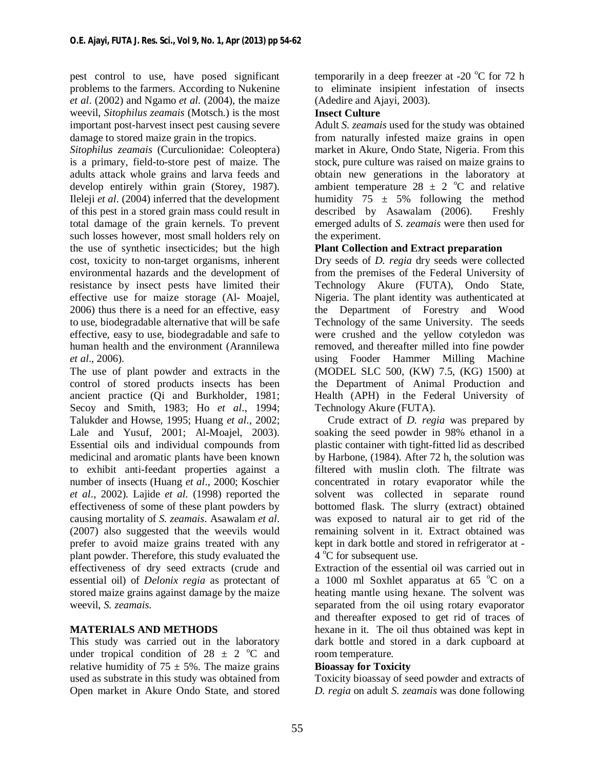pest control to use, have posed significant problems to the farmers. According to Nukenine *et al*. (2002) and Ngamo *et al.* (2004), the maize weevil, *Sitophilus zeamais* (Motsch.) is the most important post-harvest insect pest causing severe damage to stored maize grain in the tropics.

*Sitophilus zeamais* (Curculionidae: Coleoptera) is a primary, field-to-store pest of maize. The adults attack whole grains and larva feeds and develop entirely within grain (Storey, 1987). Ileleji *et al*. (2004) inferred that the development of this pest in a stored grain mass could result in total damage of the grain kernels. To prevent such losses however, most small holders rely on the use of synthetic insecticides; but the high cost, toxicity to non-target organisms, inherent environmental hazards and the development of resistance by insect pests have limited their effective use for maize storage (Al- Moajel, 2006) thus there is a need for an effective, easy to use, biodegradable alternative that will be safe effective, easy to use, biodegradable and safe to human health and the environment (Arannilewa *et al*., 2006).

The use of plant powder and extracts in the control of stored products insects has been ancient practice (Qi and Burkholder, 1981; Secoy and Smith, 1983; Ho *et al*., 1994; Talukder and Howse, 1995; Huang *et al*., 2002; Lale and Yusuf, 2001; Al-Moajel, 2003). Essential oils and individual compounds from medicinal and aromatic plants have been known to exhibit anti-feedant properties against a number of insects (Huang *et al*., 2000; Koschier *et al*., 2002). Lajide *et al.* (1998) reported the effectiveness of some of these plant powders by causing mortality of *S. zeamais*. Asawalam *et al*. (2007) also suggested that the weevils would prefer to avoid maize grains treated with any plant powder. Therefore, this study evaluated the effectiveness of dry seed extracts (crude and essential oil) of *Delonix regia* as protectant of stored maize grains against damage by the maize weevil, *S. zeamais.*

## MATERIALS AND METHODS

This study was carried out in the laboratory under tropical condition of 28 ± 2 °C and relative humidity of 75 ± 5%. The maize grains used as substrate in this study was obtained from Open market in Akure Ondo State, and stored temporarily in a deep freezer at -20 °C for 72 h to eliminate insipient infestation of insects (Adedire and Ajayi, 2003).

### Insect Culture

Adult *S. zeamais* used for the study was obtained from naturally infested maize grains in open market in Akure, Ondo State, Nigeria. From this stock, pure culture was raised on maize grains to obtain new generations in the laboratory at ambient temperature 28 ± 2 °C and relative humidity 75 ± 5% following the method described by Asawalam (2006). Freshly emerged adults of *S. zeamais* were then used for the experiment.

### Plant Collection and Extract preparation

Dry seeds of *D. regia* dry seeds were collected from the premises of the Federal University of Technology Akure (FUTA), Ondo State, Nigeria. The plant identity was authenticated at the Department of Forestry and Wood Technology of the same University. The seeds were crushed and the yellow cotyledon was removed, and thereafter milled into fine powder using Fooder Hammer Milling Machine (MODEL SLC 500, (KW) 7.5, (KG) 1500) at the Department of Animal Production and Health (APH) in the Federal University of Technology Akure (FUTA).

Crude extract of *D. regia* was prepared by soaking the seed powder in 98% ethanol in a plastic container with tight-fitted lid as described by Harbone, (1984). After 72 h, the solution was filtered with muslin cloth. The filtrate was concentrated in rotary evaporator while the solvent was collected in separate round bottomed flask. The slurry (extract) obtained was exposed to natural air to get rid of the remaining solvent in it. Extract obtained was kept in dark bottle and stored in refrigerator at -4 °C for subsequent use.

Extraction of the essential oil was carried out in a 1000 ml Soxhlet apparatus at 65 °C on a heating mantle using hexane. The solvent was separated from the oil using rotary evaporator and thereafter exposed to get rid of traces of hexane in it. The oil thus obtained was kept in dark bottle and stored in a dark cupboard at room temperature.

### Bioassay for Toxicity

Toxicity bioassay of seed powder and extracts of *D. regia* on adult *S. zeamais* was done following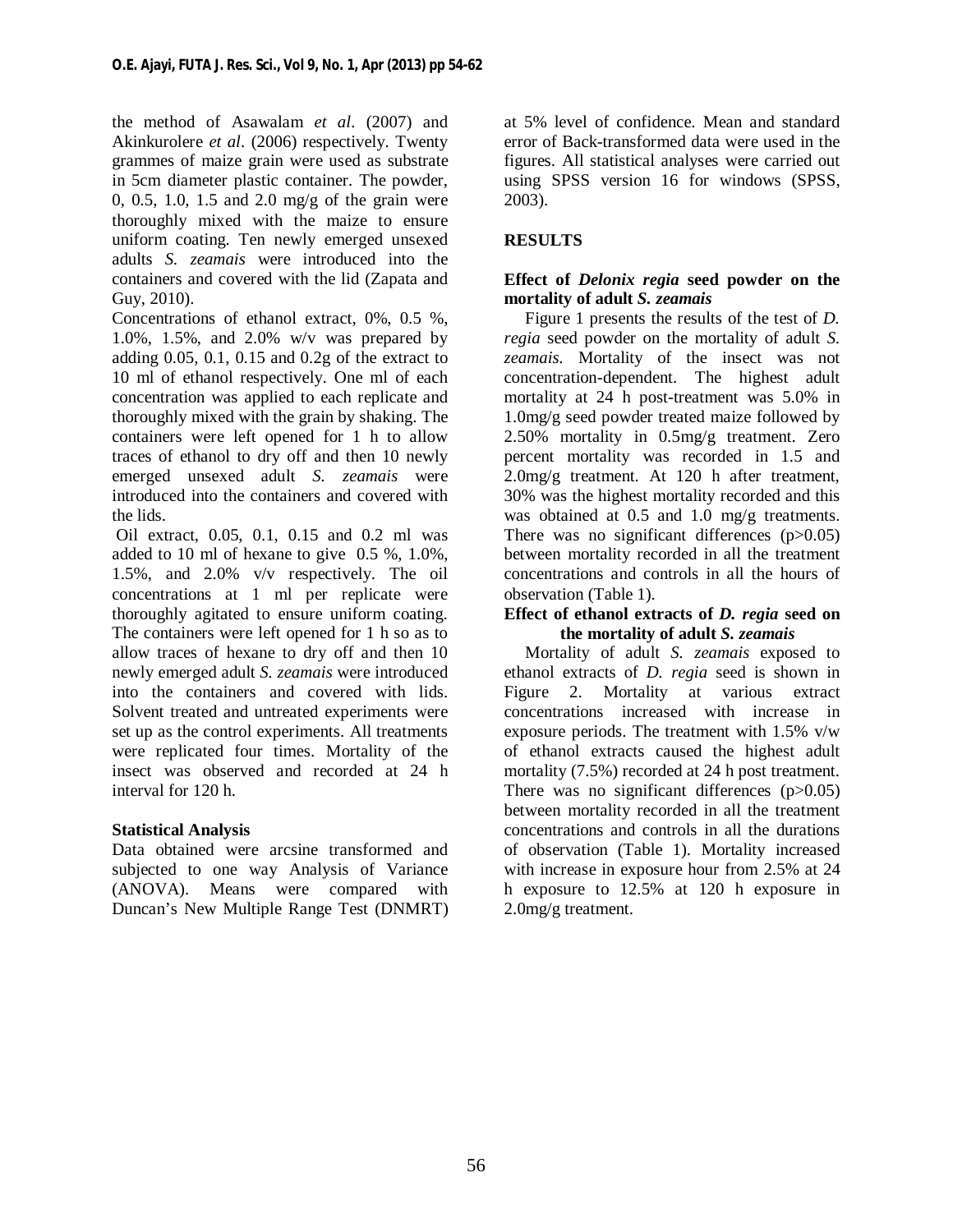the method of Asawalam *et al*. (2007) and Akinkurolere *et al*. (2006) respectively. Twenty grammes of maize grain were used as substrate in 5cm diameter plastic container. The powder, 0, 0.5, 1.0, 1.5 and 2.0 mg/g of the grain were thoroughly mixed with the maize to ensure uniform coating. Ten newly emerged unsexed adults *S. zeamais* were introduced into the containers and covered with the lid (Zapata and Guy, 2010).

Concentrations of ethanol extract, 0%, 0.5 %, 1.0%, 1.5%, and 2.0% w/v was prepared by adding 0.05, 0.1, 0.15 and 0.2g of the extract to 10 ml of ethanol respectively. One ml of each concentration was applied to each replicate and thoroughly mixed with the grain by shaking. The containers were left opened for 1 h to allow traces of ethanol to dry off and then 10 newly emerged unsexed adult *S. zeamais* were introduced into the containers and covered with the lids.

Oil extract, 0.05, 0.1, 0.15 and 0.2 ml was added to 10 ml of hexane to give 0.5 %, 1.0%, 1.5%, and 2.0% v/v respectively. The oil concentrations at 1 ml per replicate were thoroughly agitated to ensure uniform coating. The containers were left opened for 1 h so as to allow traces of hexane to dry off and then 10 newly emerged adult *S. zeamais* were introduced into the containers and covered with lids. Solvent treated and untreated experiments were set up as the control experiments. All treatments were replicated four times. Mortality of the insect was observed and recorded at 24 h interval for 120 h.

**Statistical Analysis**

Data obtained were arcsine transformed and subjected to one way Analysis of Variance (ANOVA). Means were compared with Duncan's New Multiple Range Test (DNMRT) at 5% level of confidence. Mean and standard error of Back-transformed data were used in the figures. All statistical analyses were carried out using SPSS version 16 for windows (SPSS, 2003).

## RESULTS

**Effect of *Delonix regia* seed powder on the mortality of adult *S. zeamais***

Figure 1 presents the results of the test of *D. regia* seed powder on the mortality of adult *S. zeamais*. Mortality of the insect was not concentration-dependent. The highest adult mortality at 24 h post-treatment was 5.0% in 1.0mg/g seed powder treated maize followed by 2.50% mortality in 0.5mg/g treatment. Zero percent mortality was recorded in 1.5 and 2.0mg/g treatment. At 120 h after treatment, 30% was the highest mortality recorded and this was obtained at 0.5 and 1.0 mg/g treatments. There was no significant differences ($p>0.05$) between mortality recorded in all the treatment concentrations and controls in all the hours of observation (Table 1).

**Effect of ethanol extracts of *D. regia* seed on the mortality of adult *S. zeamais***

Mortality of adult *S. zeamais* exposed to ethanol extracts of *D. regia* seed is shown in Figure 2. Mortality at various extract concentrations increased with increase in exposure periods. The treatment with 1.5% v/w of ethanol extracts caused the highest adult mortality (7.5%) recorded at 24 h post treatment. There was no significant differences ($p>0.05$) between mortality recorded in all the treatment concentrations and controls in all the durations of observation (Table 1). Mortality increased with increase in exposure hour from 2.5% at 24 h exposure to 12.5% at 120 h exposure in 2.0mg/g treatment.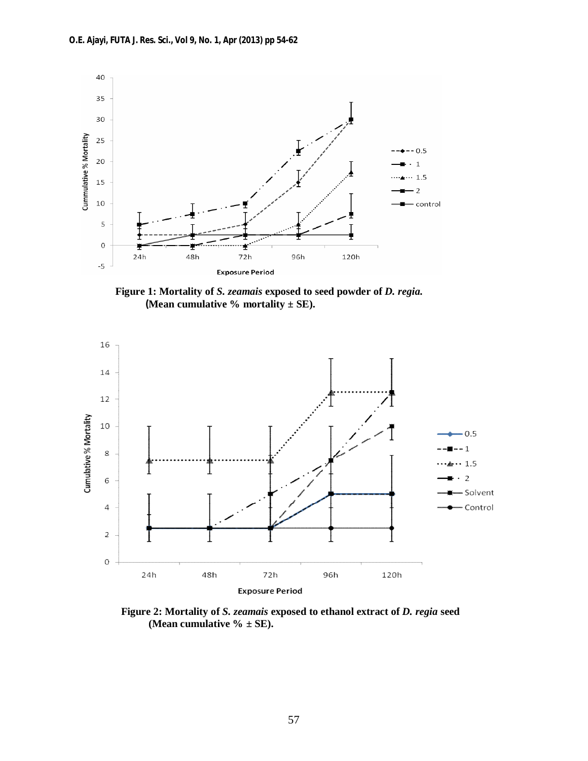**Figure 1: Mortality of *S. zeamais* exposed to seed powder of *D. regia.* (Mean cumulative % mortality ± SE).**

**Figure 2: Mortality of *S. zeamais* exposed to ethanol extract of *D. regia* seed (Mean cumulative % ± SE).**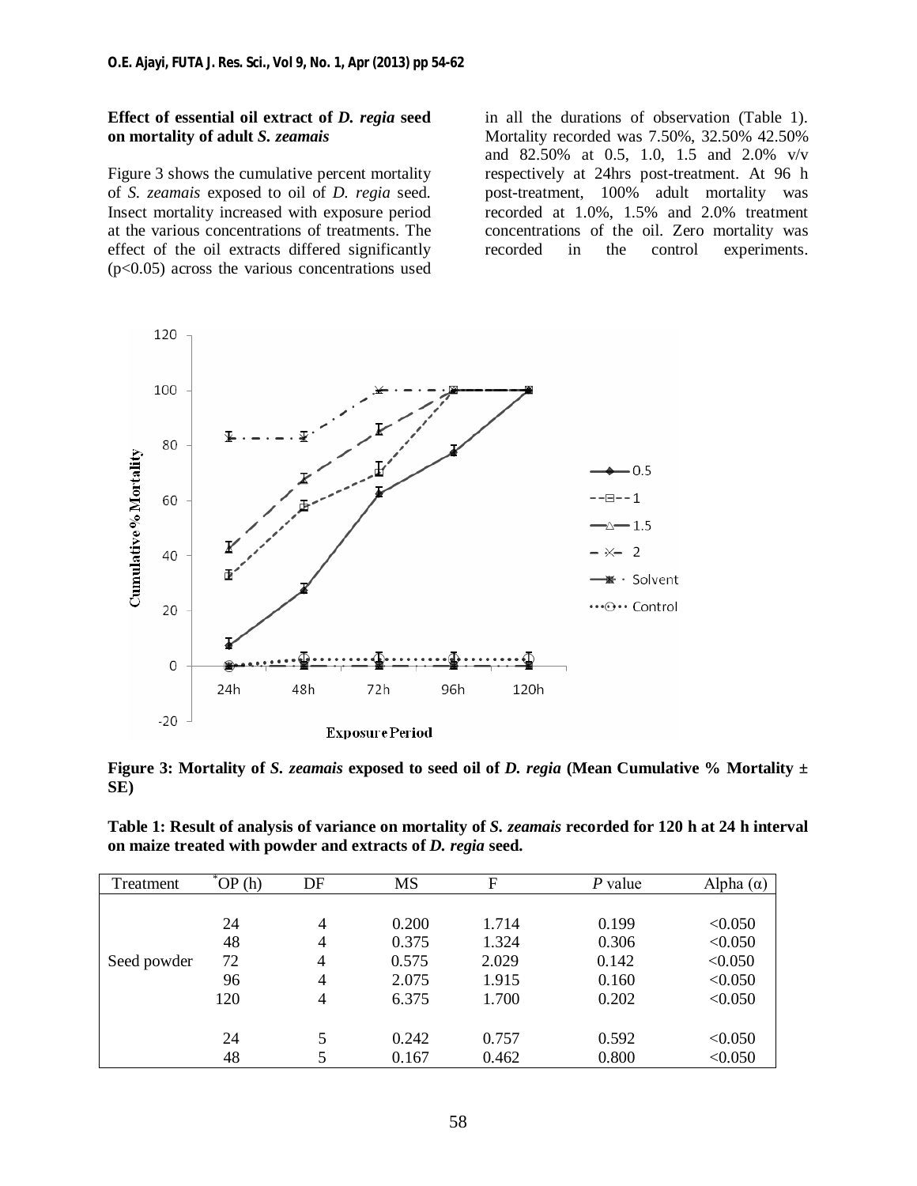**Effect of essential oil extract of *D. regia* seed on mortality of adult *S. zeamais***

Figure 3 shows the cumulative percent mortality of *S. zeamais* exposed to oil of *D. regia* seed. Insect mortality increased with exposure period at the various concentrations of treatments. The effect of the oil extracts differed significantly ($p<0.05$) across the various concentrations used in all the durations of observation (Table 1). Mortality recorded was 7.50%, 32.50% 42.50% and 82.50% at 0.5, 1.0, 1.5 and 2.0% v/v respectively at 24hrs post-treatment. At 96 h post-treatment, 100% adult mortality was recorded at 1.0%, 1.5% and 2.0% treatment concentrations of the oil. Zero mortality was recorded in the control experiments.

**Figure 3: Mortality of *S. zeamais* exposed to seed oil of *D. regia* (Mean Cumulative % Mortality ± SE)**

**Table 1: Result of analysis of variance on mortality of *S. zeamais* recorded for 120 h at 24 h interval on maize treated with powder and extracts of *D. regia* seed.**

| Treatment | *OP (h) | DF | MS | F | *P* value | Alpha (α) |
|---|---|---|---|---|---|---|
| Seed powder | 24 | 4 | 0.200 | 1.714 | 0.199 | <0.050 |
| | 48 | 4 | 0.375 | 1.324 | 0.306 | <0.050 |
| | 72 | 4 | 0.575 | 2.029 | 0.142 | <0.050 |
| | 96 | 4 | 2.075 | 1.915 | 0.160 | <0.050 |
| | 120 | 4 | 6.375 | 1.700 | 0.202 | <0.050 |
| | 24 | 5 | 0.242 | 0.757 | 0.592 | <0.050 |
| | 48 | 5 | 0.167 | 0.462 | 0.800 | <0.050 |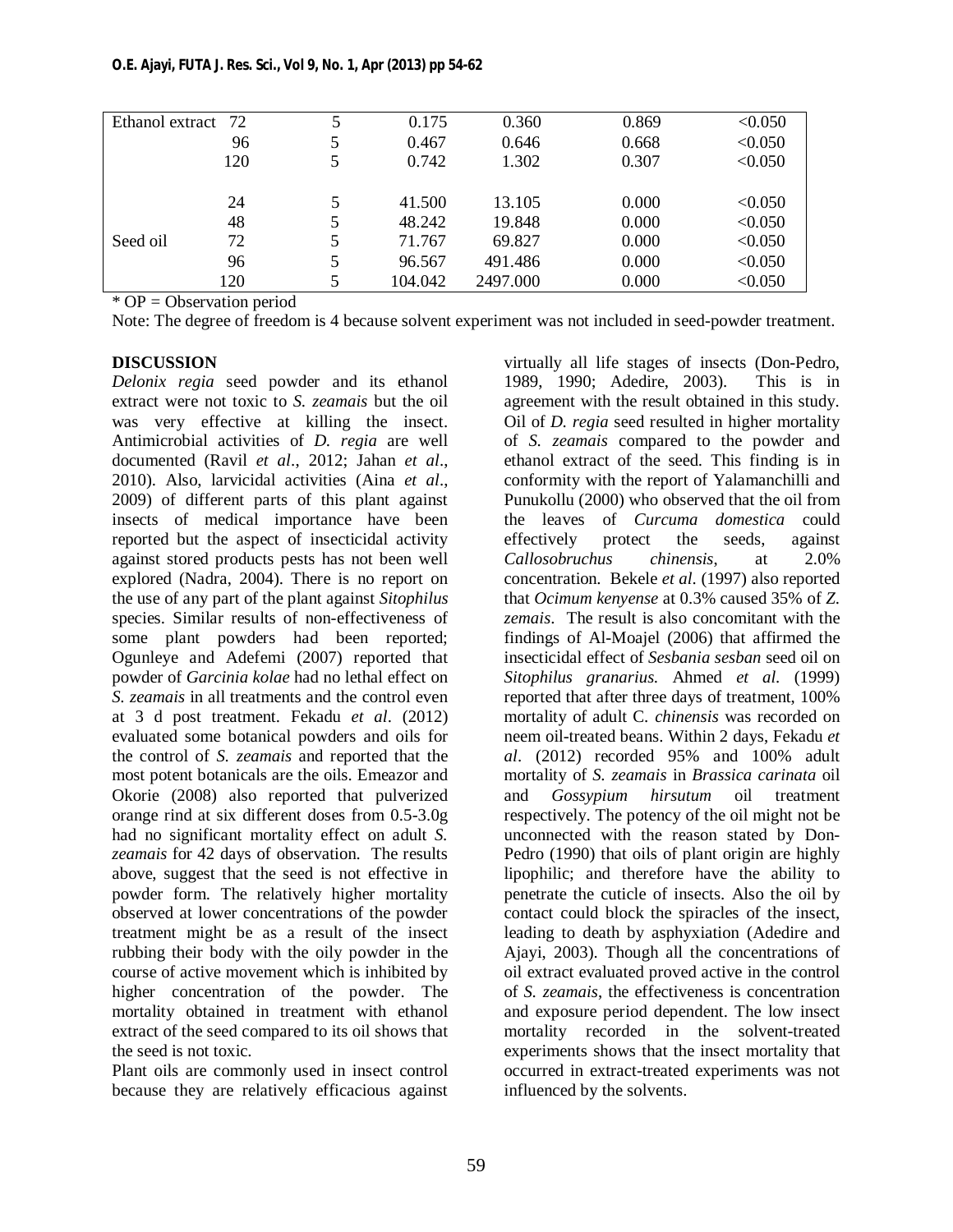| | | | | | | |
|---|---|---|---|---|---|---|
| Ethanol extract | 72 | 5 | 0.175 | 0.360 | 0.869 | <0.050 |
| | 96 | 5 | 0.467 | 0.646 | 0.668 | <0.050 |
| | 120 | 5 | 0.742 | 1.302 | 0.307 | <0.050 |
| | 24 | 5 | 41.500 | 13.105 | 0.000 | <0.050 |
| | 48 | 5 | 48.242 | 19.848 | 0.000 | <0.050 |
| Seed oil | 72 | 5 | 71.767 | 69.827 | 0.000 | <0.050 |
| | 96 | 5 | 96.567 | 491.486 | 0.000 | <0.050 |
| | 120 | 5 | 104.042 | 2497.000 | 0.000 | <0.050 |

\* OP = Observation period

Note: The degree of freedom is 4 because solvent experiment was not included in seed-powder treatment.

## DISCUSSION

*Delonix regia* seed powder and its ethanol extract were not toxic to *S. zeamais* but the oil was very effective at killing the insect. Antimicrobial activities of *D. regia* are well documented (Ravil *et al*., 2012; Jahan *et al*., 2010). Also, larvicidal activities (Aina *et al*., 2009) of different parts of this plant against insects of medical importance have been reported but the aspect of insecticidal activity against stored products pests has not been well explored (Nadra, 2004). There is no report on the use of any part of the plant against *Sitophilus* species. Similar results of non-effectiveness of some plant powders had been reported; Ogunleye and Adefemi (2007) reported that powder of *Garcinia kolae* had no lethal effect on *S. zeamais* in all treatments and the control even at 3 d post treatment. Fekadu *et al*. (2012) evaluated some botanical powders and oils for the control of *S. zeamais* and reported that the most potent botanicals are the oils. Emeazor and Okorie (2008) also reported that pulverized orange rind at six different doses from 0.5-3.0g had no significant mortality effect on adult *S. zeamais* for 42 days of observation. The results above, suggest that the seed is not effective in powder form. The relatively higher mortality observed at lower concentrations of the powder treatment might be as a result of the insect rubbing their body with the oily powder in the course of active movement which is inhibited by higher concentration of the powder. The mortality obtained in treatment with ethanol extract of the seed compared to its oil shows that the seed is not toxic.

Plant oils are commonly used in insect control because they are relatively efficacious against virtually all life stages of insects (Don-Pedro, 1989, 1990; Adedire, 2003). This is in agreement with the result obtained in this study. Oil of *D. regia* seed resulted in higher mortality of *S. zeamais* compared to the powder and ethanol extract of the seed. This finding is in conformity with the report of Yalamanchilli and Punukollu (2000) who observed that the oil from the leaves of *Curcuma domestica* could effectively protect the seeds, against *Callosobruchus chinensis*, at 2.0% concentration. Bekele *et al*. (1997) also reported that *Ocimum kenyense* at 0.3% caused 35% of *Z. zemais*. The result is also concomitant with the findings of Al-Moajel (2006) that affirmed the insecticidal effect of *Sesbania sesban* seed oil on *Sitophilus granarius.* Ahmed *et al*. (1999) reported that after three days of treatment, 100% mortality of adult C. *chinensis* was recorded on neem oil-treated beans. Within 2 days, Fekadu *et al*. (2012) recorded 95% and 100% adult mortality of *S. zeamais* in *Brassica carinata* oil and *Gossypium hirsutum* oil treatment respectively. The potency of the oil might not be unconnected with the reason stated by Don-Pedro (1990) that oils of plant origin are highly lipophilic; and therefore have the ability to penetrate the cuticle of insects. Also the oil by contact could block the spiracles of the insect, leading to death by asphyxiation (Adedire and Ajayi, 2003). Though all the concentrations of oil extract evaluated proved active in the control of *S. zeamais*, the effectiveness is concentration and exposure period dependent. The low insect mortality recorded in the solvent-treated experiments shows that the insect mortality that occurred in extract-treated experiments was not influenced by the solvents.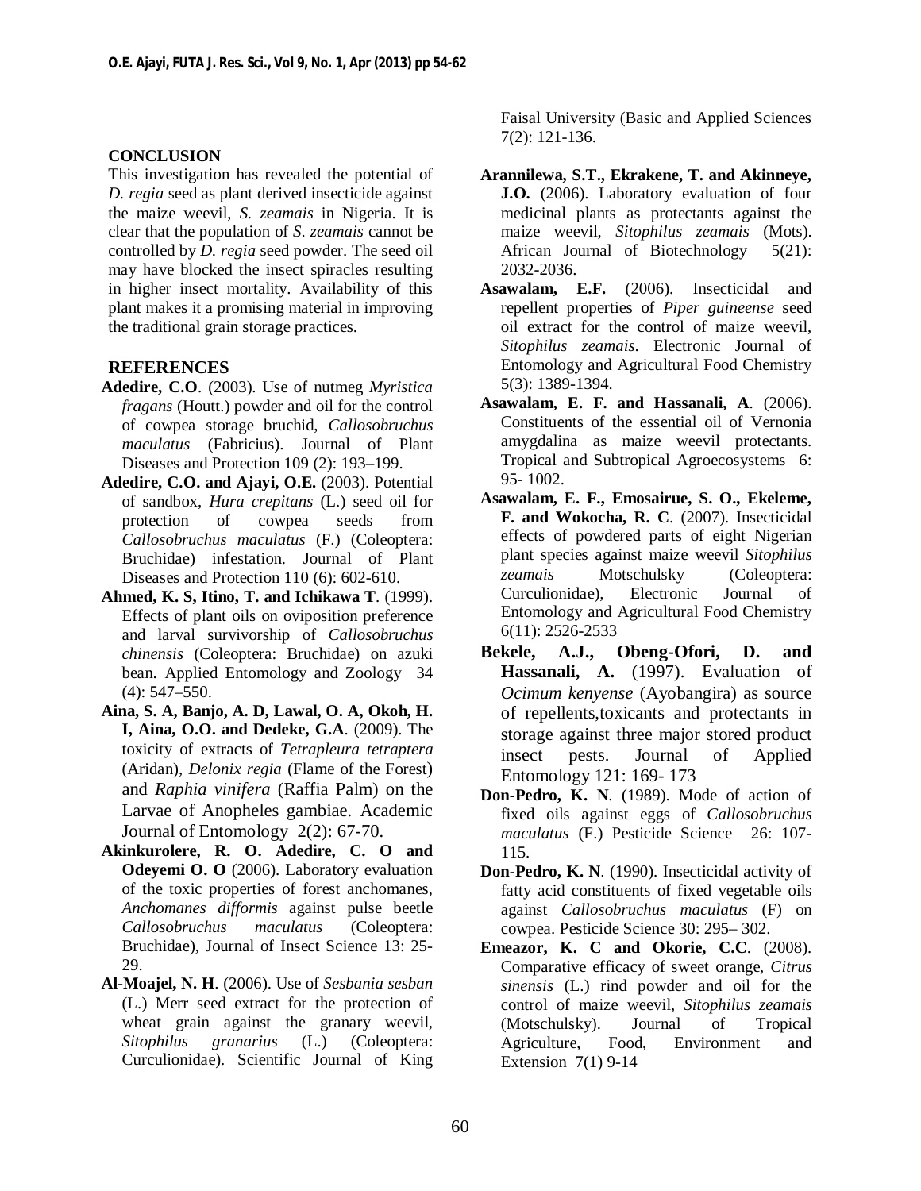## CONCLUSION

This investigation has revealed the potential of *D. regia* seed as plant derived insecticide against the maize weevil, *S. zeamais* in Nigeria. It is clear that the population of *S. zeamais* cannot be controlled by *D. regia* seed powder. The seed oil may have blocked the insect spiracles resulting in higher insect mortality. Availability of this plant makes it a promising material in improving the traditional grain storage practices.

## REFERENCES

**Adedire, C.O**. (2003). Use of nutmeg *Myristica fragans* (Houtt.) powder and oil for the control of cowpea storage bruchid, *Callosobruchus maculatus* (Fabricius). Journal of Plant Diseases and Protection 109 (2): 193–199.

**Adedire, C.O. and Ajayi, O.E.** (2003). Potential of sandbox, *Hura crepitans* (L.) seed oil for protection of cowpea seeds from *Callosobruchus maculatus* (F.) (Coleoptera: Bruchidae) infestation. Journal of Plant Diseases and Protection 110 (6): 602-610.

**Ahmed, K. S, Itino, T. and Ichikawa T**. (1999). Effects of plant oils on oviposition preference and larval survivorship of *Callosobruchus chinensis* (Coleoptera: Bruchidae) on azuki bean. Applied Entomology and Zoology 34 (4): 547–550.

**Aina, S. A, Banjo, A. D, Lawal, O. A, Okoh, H. I, Aina, O.O. and Dedeke, G.A**. (2009). The toxicity of extracts of *Tetrapleura tetraptera* (Aridan), *Delonix regia* (Flame of the Forest) and *Raphia vinifera* (Raffia Palm) on the Larvae of Anopheles gambiae. Academic Journal of Entomology 2(2): 67-70.

**Akinkurolere, R. O. Adedire, C. O and Odeyemi O. O** (2006). Laboratory evaluation of the toxic properties of forest anchomanes, *Anchomanes difformis* against pulse beetle *Callosobruchus maculatus* (Coleoptera: Bruchidae), Journal of Insect Science 13: 25-29.

**Al-Moajel, N. H**. (2006). Use of *Sesbania sesban* (L.) Merr seed extract for the protection of wheat grain against the granary weevil, *Sitophilus granarius* (L.) (Coleoptera: Curculionidae). Scientific Journal of King Faisal University (Basic and Applied Sciences 7(2): 121-136.

**Arannilewa, S.T., Ekrakene, T. and Akinneye, J.O.** (2006). Laboratory evaluation of four medicinal plants as protectants against the maize weevil, *Sitophilus zeamais* (Mots). African Journal of Biotechnology 5(21): 2032-2036.

**Asawalam, E.F.** (2006). Insecticidal and repellent properties of *Piper guineense* seed oil extract for the control of maize weevil, *Sitophilus zeamais*. Electronic Journal of Entomology and Agricultural Food Chemistry 5(3): 1389-1394.

**Asawalam, E. F. and Hassanali, A**. (2006). Constituents of the essential oil of Vernonia amygdalina as maize weevil protectants. Tropical and Subtropical Agroecosystems 6: 95- 1002.

**Asawalam, E. F., Emosairue, S. O., Ekeleme, F. and Wokocha, R. C**. (2007). Insecticidal effects of powdered parts of eight Nigerian plant species against maize weevil *Sitophilus zeamais* Motschulsky (Coleoptera: Curculionidae), Electronic Journal of Entomology and Agricultural Food Chemistry 6(11): 2526-2533

**Bekele, A.J., Obeng-Ofori, D. and Hassanali, A.** (1997). Evaluation of *Ocimum kenyense* (Ayobangira) as source of repellents,toxicants and protectants in storage against three major stored product insect pests. Journal of Applied Entomology 121: 169- 173

**Don-Pedro, K. N**. (1989). Mode of action of fixed oils against eggs of *Callosobruchus maculatus* (F.) Pesticide Science 26: 107-115.

**Don-Pedro, K. N**. (1990). Insecticidal activity of fatty acid constituents of fixed vegetable oils against *Callosobruchus maculatus* (F) on cowpea. Pesticide Science 30: 295– 302.

**Emeazor, K. C and Okorie, C.C**. (2008). Comparative efficacy of sweet orange, *Citrus sinensis* (L.) rind powder and oil for the control of maize weevil, *Sitophilus zeamais* (Motschulsky). Journal of Tropical Agriculture, Food, Environment and Extension 7(1) 9-14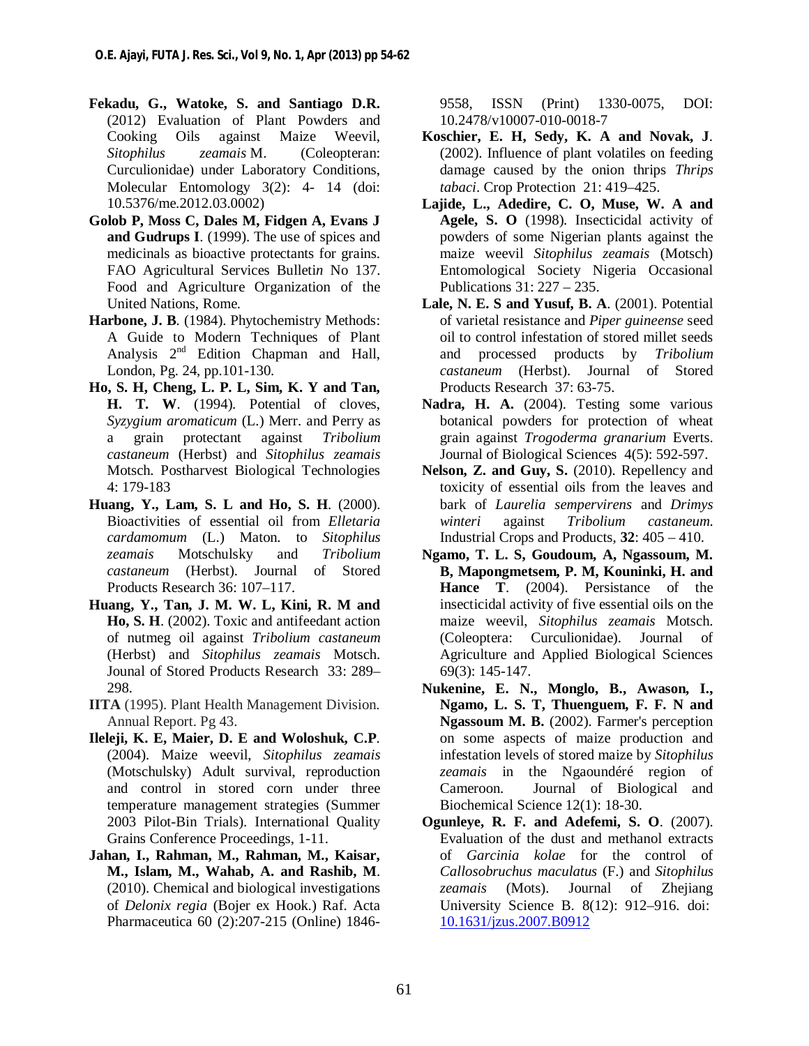**Fekadu, G., Watoke, S. and Santiago D.R.** (2012) Evaluation of Plant Powders and Cooking Oils against Maize Weevil, *Sitophilus zeamais* M. (Coleopteran: Curculionidae) under Laboratory Conditions, Molecular Entomology 3(2): 4- 14 (doi: 10.5376/me.2012.03.0002)

**Golob P, Moss C, Dales M, Fidgen A, Evans J and Gudrups I**. (1999). The use of spices and medicinals as bioactive protectants for grains. FAO Agricultural Services Bullet*in* No 137. Food and Agriculture Organization of the United Nations, Rome.

**Harbone, J. B**. (1984). Phytochemistry Methods: A Guide to Modern Techniques of Plant Analysis 2nd Edition Chapman and Hall, London, Pg. 24, pp.101-130.

**Ho, S. H, Cheng, L. P. L, Sim, K. Y and Tan, H. T. W**. (1994). Potential of cloves, *Syzygium aromaticum* (L.) Merr. and Perry as a grain protectant against *Tribolium castaneum* (Herbst) and *Sitophilus zeamais* Motsch. Postharvest Biological Technologies 4: 179-183

**Huang, Y., Lam, S. L and Ho, S. H**. (2000). Bioactivities of essential oil from *Elletaria cardamomum* (L.) Maton. to *Sitophilus zeamais* Motschulsky and *Tribolium castaneum* (Herbst). Journal of Stored Products Research 36: 107–117.

**Huang, Y., Tan, J. M. W. L, Kini, R. M and Ho, S. H**. (2002). Toxic and antifeedant action of nutmeg oil against *Tribolium castaneum* (Herbst) and *Sitophilus zeamais* Motsch. Jounal of Stored Products Research 33: 289–298.

**IITA** (1995). Plant Health Management Division. Annual Report. Pg 43.

**Ileleji, K. E, Maier, D. E and Woloshuk, C.P**. (2004). Maize weevil, *Sitophilus zeamais* (Motschulsky) Adult survival, reproduction and control in stored corn under three temperature management strategies (Summer 2003 Pilot-Bin Trials). International Quality Grains Conference Proceedings, 1-11.

**Jahan, I., Rahman, M., Rahman, M., Kaisar, M., Islam, M., Wahab, A. and Rashib, M**. (2010). Chemical and biological investigations of *Delonix regia* (Bojer ex Hook.) Raf. Acta Pharmaceutica 60 (2):207-215 (Online) 1846-9558, ISSN (Print) 1330-0075, DOI: 10.2478/v10007-010-0018-7

**Koschier, E. H, Sedy, K. A and Novak, J**. (2002). Influence of plant volatiles on feeding damage caused by the onion thrips *Thrips tabaci*. Crop Protection 21: 419–425.

**Lajide, L., Adedire, C. O, Muse, W. A and Agele, S. O** (1998). Insecticidal activity of powders of some Nigerian plants against the maize weevil *Sitophilus zeamais* (Motsch) Entomological Society Nigeria Occasional Publications 31: 227 – 235.

**Lale, N. E. S and Yusuf, B. A**. (2001). Potential of varietal resistance and *Piper guineense* seed oil to control infestation of stored millet seeds and processed products by *Tribolium castaneum* (Herbst). Journal of Stored Products Research 37: 63-75.

**Nadra, H. A.** (2004). Testing some various botanical powders for protection of wheat grain against *Trogoderma granarium* Everts. Journal of Biological Sciences 4(5): 592-597.

**Nelson, Z. and Guy, S.** (2010). Repellency and toxicity of essential oils from the leaves and bark of *Laurelia sempervirens* and *Drimys winteri* against *Tribolium castaneum.* Industrial Crops and Products, **32**: 405 – 410.

**Ngamo, T. L. S, Goudoum, A, Ngassoum, M. B, Mapongmetsem, P. M, Kouninki, H. and Hance T**. (2004). Persistance of the insecticidal activity of five essential oils on the maize weevil, *Sitophilus zeamais* Motsch. (Coleoptera: Curculionidae). Journal of Agriculture and Applied Biological Sciences 69(3): 145-147.

**Nukenine, E. N., Monglo, B., Awason, I., Ngamo, L. S. T, Thuenguem, F. F. N and Ngassoum M. B.** (2002). Farmer's perception on some aspects of maize production and infestation levels of stored maize by *Sitophilus zeamais* in the Ngaoundéré region of Cameroon. Journal of Biological and Biochemical Science 12(1): 18-30.

**Ogunleye, R. F. and Adefemi, S. O**. (2007). Evaluation of the dust and methanol extracts of *Garcinia kolae* for the control of *Callosobruchus maculatus* (F.) and *Sitophilus zeamais* (Mots). Journal of Zhejiang University Science B. 8(12): 912–916. doi: 10.1631/jzus.2007.B0912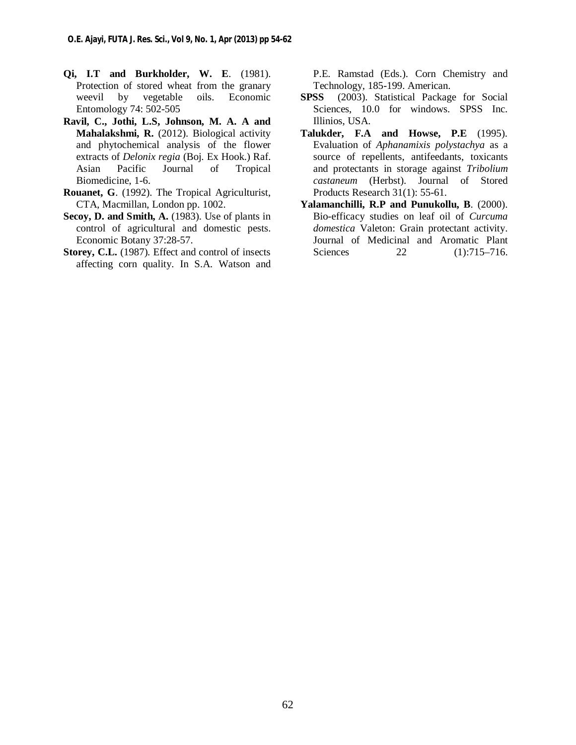**Qi, I.T and Burkholder, W. E**. (1981). Protection of stored wheat from the granary weevil by vegetable oils. Economic Entomology 74: 502-505

**Ravil, C., Jothi, L.S, Johnson, M. A. A and Mahalakshmi, R.** (2012). Biological activity and phytochemical analysis of the flower extracts of *Delonix regia* (Boj. Ex Hook.) Raf. Asian Pacific Journal of Tropical Biomedicine, 1-6.

**Rouanet, G**. (1992). The Tropical Agriculturist, CTA, Macmillan, London pp. 1002.

**Secoy, D. and Smith, A.** (1983). Use of plants in control of agricultural and domestic pests. Economic Botany 37:28-57.

**Storey, C.L.** (1987). Effect and control of insects affecting corn quality. In S.A. Watson and P.E. Ramstad (Eds.). Corn Chemistry and Technology, 185-199. American.

**SPSS** (2003). Statistical Package for Social Sciences, 10.0 for windows. SPSS Inc. Illinios, USA.

**Talukder, F.A and Howse, P.E** (1995). Evaluation of *Aphanamixis polystachya* as a source of repellents, antifeedants, toxicants and protectants in storage against *Tribolium castaneum* (Herbst). Journal of Stored Products Research 31(1): 55-61.

**Yalamanchilli, R.P and Punukollu, B**. (2000). Bio-efficacy studies on leaf oil of *Curcuma domestica* Valeton: Grain protectant activity. Journal of Medicinal and Aromatic Plant Sciences 22 (1):715–716.